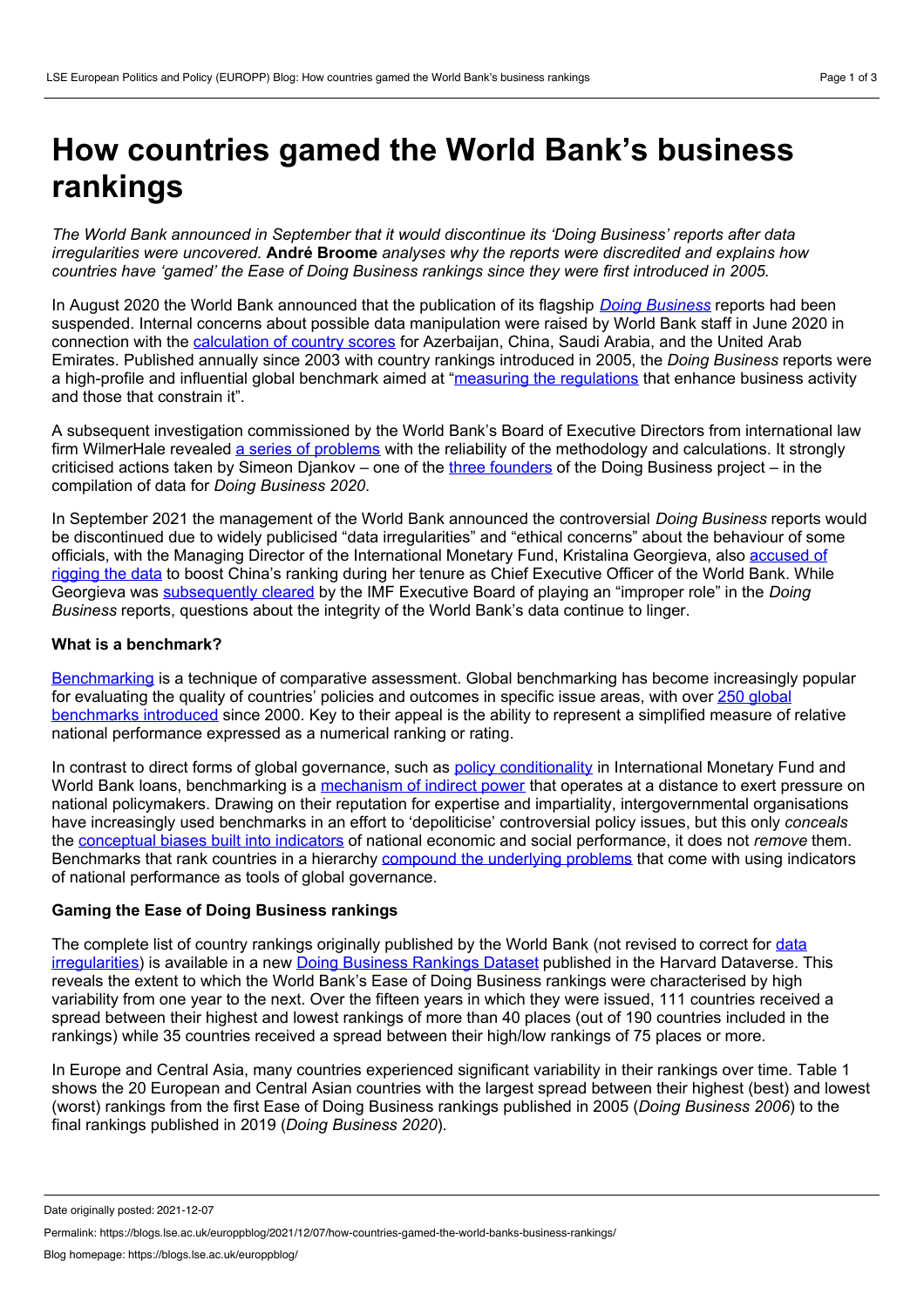# How countries gamed the World Bank's business rankings

*The World Bank announced in September that it would discontinue its 'Doing Business' reports after data irregularities were uncovered.* **André Broome** *analyses why the reports were discredited and explains how countries have 'gamed' the Ease of Doing Business rankings since they were first introduced in 2005.*

In August 2020 the World Bank announced that the publication of its flagship *Doing Business* reports had been suspended. Internal concerns about possible data manipulation were raised by World Bank staff in June 2020 in connection with the calculation of country scores for Azerbaijan, China, Saudi Arabia, and the United Arab Emirates. Published annually since 2003 with country rankings introduced in 2005, the *Doing Business* reports were a high-profile and influential global benchmark aimed at "measuring the regulations that enhance business activity and those that constrain it".

A subsequent investigation commissioned by the World Bank's Board of Executive Directors from international law firm WilmerHale revealed a series of problems with the reliability of the methodology and calculations. It strongly criticised actions taken by Simeon Djankov – one of the three founders of the Doing Business project – in the compilation of data for *Doing Business 2020*.

In September 2021 the management of the World Bank announced the controversial *Doing Business* reports would be discontinued due to widely publicised "data irregularities" and "ethical concerns" about the behaviour of some officials, with the Managing Director of the International Monetary Fund, Kristalina Georgieva, also accused of rigging the data to boost China's ranking during her tenure as Chief Executive Officer of the World Bank. While Georgieva was subsequently cleared by the IMF Executive Board of playing an "improper role" in the *Doing Business* reports, questions about the integrity of the World Bank's data continue to linger.

**What is a benchmark?**

Benchmarking is a technique of comparative assessment. Global benchmarking has become increasingly popular for evaluating the quality of countries' policies and outcomes in specific issue areas, with over 250 global benchmarks introduced since 2000. Key to their appeal is the ability to represent a simplified measure of relative national performance expressed as a numerical ranking or rating.

In contrast to direct forms of global governance, such as policy conditionality in International Monetary Fund and World Bank loans, benchmarking is a mechanism of indirect power that operates at a distance to exert pressure on national policymakers. Drawing on their reputation for expertise and impartiality, intergovernmental organisations have increasingly used benchmarks in an effort to 'depoliticise' controversial policy issues, but this only *conceals* the conceptual biases built into indicators of national economic and social performance, it does not *remove* them. Benchmarks that rank countries in a hierarchy compound the underlying problems that come with using indicators of national performance as tools of global governance.

**Gaming the Ease of Doing Business rankings**

The complete list of country rankings originally published by the World Bank (not revised to correct for data irregularities) is available in a new Doing Business Rankings Dataset published in the Harvard Dataverse. This reveals the extent to which the World Bank's Ease of Doing Business rankings were characterised by high variability from one year to the next. Over the fifteen years in which they were issued, 111 countries received a spread between their highest and lowest rankings of more than 40 places (out of 190 countries included in the rankings) while 35 countries received a spread between their high/low rankings of 75 places or more.

In Europe and Central Asia, many countries experienced significant variability in their rankings over time. Table 1 shows the 20 European and Central Asian countries with the largest spread between their highest (best) and lowest (worst) rankings from the first Ease of Doing Business rankings published in 2005 (*Doing Business 2006*) to the final rankings published in 2019 (*Doing Business 2020*).

Date originally posted: 2021-12-07

Permalink: https://blogs.lse.ac.uk/europpblog/2021/12/07/how-countries-gamed-the-world-banks-business-rankings/

Blog homepage: https://blogs.lse.ac.uk/europpblog/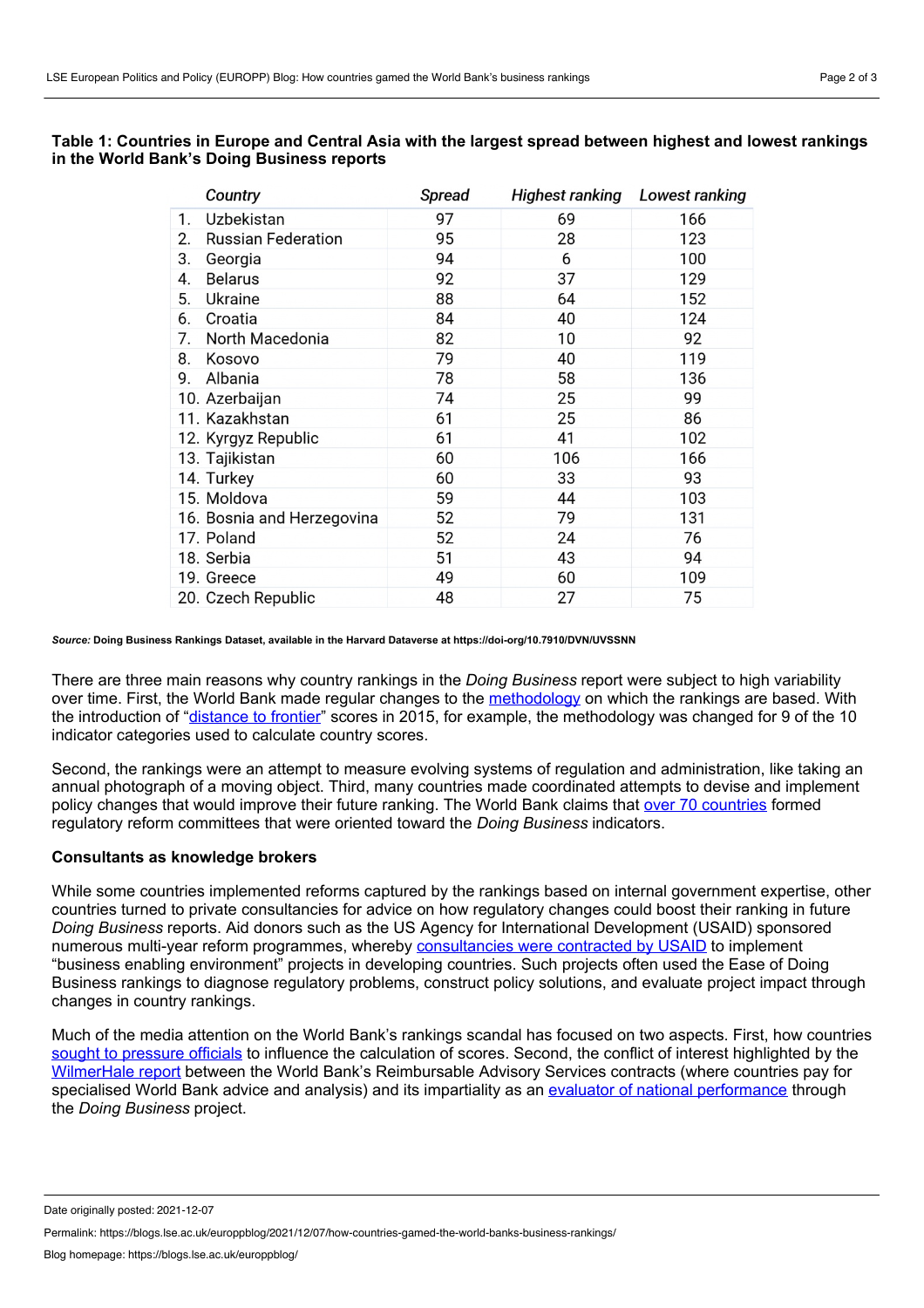**Table 1: Countries in Europe and Central Asia with the largest spread between highest and lowest rankings in the World Bank's Doing Business reports**

| *Country* | *Spread* | *Highest ranking* | *Lowest ranking* |
|---|---|---|---|
| 1. Uzbekistan | 97 | 69 | 166 |
| 2. Russian Federation | 95 | 28 | 123 |
| 3. Georgia | 94 | 6 | 100 |
| 4. Belarus | 92 | 37 | 129 |
| 5. Ukraine | 88 | 64 | 152 |
| 6. Croatia | 84 | 40 | 124 |
| 7. North Macedonia | 82 | 10 | 92 |
| 8. Kosovo | 79 | 40 | 119 |
| 9. Albania | 78 | 58 | 136 |
| 10. Azerbaijan | 74 | 25 | 99 |
| 11. Kazakhstan | 61 | 25 | 86 |
| 12. Kyrgyz Republic | 61 | 41 | 102 |
| 13. Tajikistan | 60 | 106 | 166 |
| 14. Turkey | 60 | 33 | 93 |
| 15. Moldova | 59 | 44 | 103 |
| 16. Bosnia and Herzegovina | 52 | 79 | 131 |
| 17. Poland | 52 | 24 | 76 |
| 18. Serbia | 51 | 43 | 94 |
| 19. Greece | 49 | 60 | 109 |
| 20. Czech Republic | 48 | 27 | 75 |

***Source:*** **Doing Business Rankings Dataset, available in the Harvard Dataverse at https://doi-org/10.7910/DVN/UVSSNN**

There are three main reasons why country rankings in the *Doing Business* report were subject to high variability over time. First, the World Bank made regular changes to the methodology on which the rankings are based. With the introduction of "distance to frontier" scores in 2015, for example, the methodology was changed for 9 of the 10 indicator categories used to calculate country scores.

Second, the rankings were an attempt to measure evolving systems of regulation and administration, like taking an annual photograph of a moving object. Third, many countries made coordinated attempts to devise and implement policy changes that would improve their future ranking. The World Bank claims that over 70 countries formed regulatory reform committees that were oriented toward the *Doing Business* indicators.

### Consultants as knowledge brokers

While some countries implemented reforms captured by the rankings based on internal government expertise, other countries turned to private consultancies for advice on how regulatory changes could boost their ranking in future *Doing Business* reports. Aid donors such as the US Agency for International Development (USAID) sponsored numerous multi-year reform programmes, whereby consultancies were contracted by USAID to implement "business enabling environment" projects in developing countries. Such projects often used the Ease of Doing Business rankings to diagnose regulatory problems, construct policy solutions, and evaluate project impact through changes in country rankings.

Much of the media attention on the World Bank's rankings scandal has focused on two aspects. First, how countries sought to pressure officials to influence the calculation of scores. Second, the conflict of interest highlighted by the WilmerHale report between the World Bank's Reimbursable Advisory Services contracts (where countries pay for specialised World Bank advice and analysis) and its impartiality as an evaluator of national performance through the *Doing Business* project.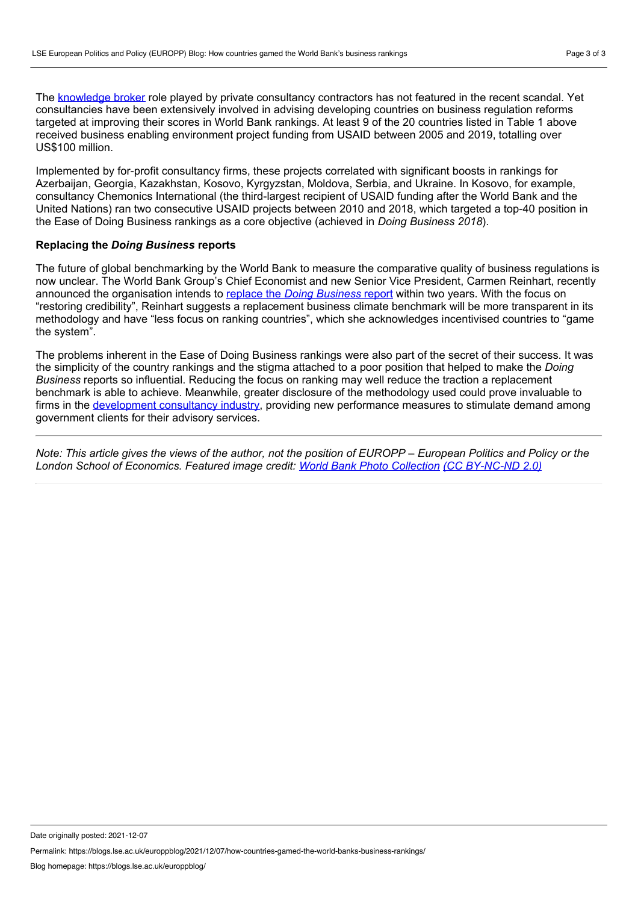The knowledge broker role played by private consultancy contractors has not featured in the recent scandal. Yet consultancies have been extensively involved in advising developing countries on business regulation reforms targeted at improving their scores in World Bank rankings. At least 9 of the 20 countries listed in Table 1 above received business enabling environment project funding from USAID between 2005 and 2019, totalling over US$100 million.

Implemented by for-profit consultancy firms, these projects correlated with significant boosts in rankings for Azerbaijan, Georgia, Kazakhstan, Kosovo, Kyrgyzstan, Moldova, Serbia, and Ukraine. In Kosovo, for example, consultancy Chemonics International (the third-largest recipient of USAID funding after the World Bank and the United Nations) ran two consecutive USAID projects between 2010 and 2018, which targeted a top-40 position in the Ease of Doing Business rankings as a core objective (achieved in *Doing Business 2018*).

### Replacing the *Doing Business* reports

The future of global benchmarking by the World Bank to measure the comparative quality of business regulations is now unclear. The World Bank Group's Chief Economist and new Senior Vice President, Carmen Reinhart, recently announced the organisation intends to replace the *Doing Business* report within two years. With the focus on "restoring credibility", Reinhart suggests a replacement business climate benchmark will be more transparent in its methodology and have "less focus on ranking countries", which she acknowledges incentivised countries to "game the system".

The problems inherent in the Ease of Doing Business rankings were also part of the secret of their success. It was the simplicity of the country rankings and the stigma attached to a poor position that helped to make the *Doing Business* reports so influential. Reducing the focus on ranking may well reduce the traction a replacement benchmark is able to achieve. Meanwhile, greater disclosure of the methodology used could prove invaluable to firms in the development consultancy industry, providing new performance measures to stimulate demand among government clients for their advisory services.

---

*Note: This article gives the views of the author, not the position of EUROPP – European Politics and Policy or the London School of Economics. Featured image credit: World Bank Photo Collection (CC BY-NC-ND 2.0)*

Date originally posted: 2021-12-07

Permalink: https://blogs.lse.ac.uk/europpblog/2021/12/07/how-countries-gamed-the-world-banks-business-rankings/

Blog homepage: https://blogs.lse.ac.uk/europpblog/